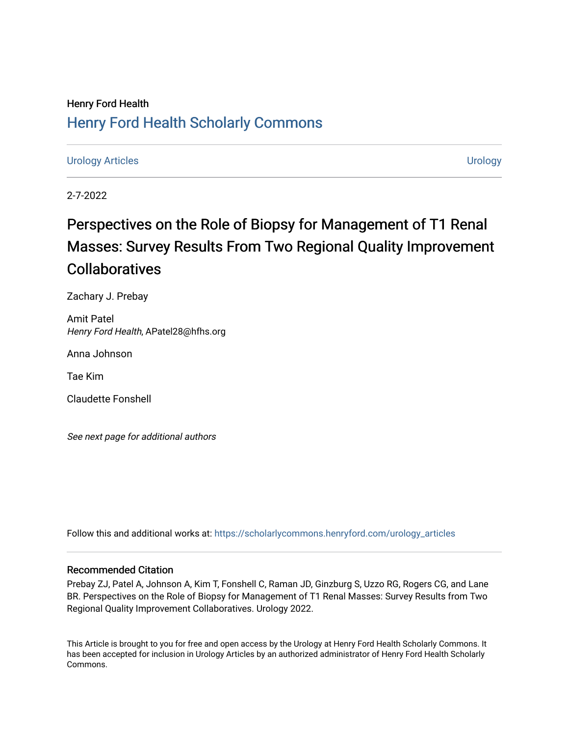Henry Ford Health

# Henry Ford Health Scholarly Commons

Urology Articles | Urology

2-7-2022

## Perspectives on the Role of Biopsy for Management of T1 Renal Masses: Survey Results From Two Regional Quality Improvement Collaboratives

Zachary J. Prebay

Amit Patel
*Henry Ford Health*, APatel28@hfhs.org

Anna Johnson

Tae Kim

Claudette Fonshell

*See next page for additional authors*

Follow this and additional works at: https://scholarlycommons.henryford.com/urology_articles

### Recommended Citation

Prebay ZJ, Patel A, Johnson A, Kim T, Fonshell C, Raman JD, Ginzburg S, Uzzo RG, Rogers CG, and Lane BR. Perspectives on the Role of Biopsy for Management of T1 Renal Masses: Survey Results from Two Regional Quality Improvement Collaboratives. Urology 2022.

This Article is brought to you for free and open access by the Urology at Henry Ford Health Scholarly Commons. It has been accepted for inclusion in Urology Articles by an authorized administrator of Henry Ford Health Scholarly Commons.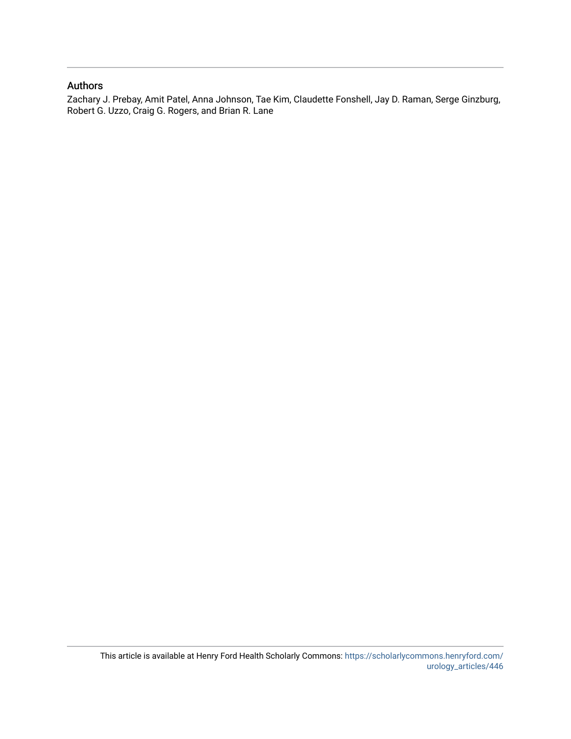## Authors

Zachary J. Prebay, Amit Patel, Anna Johnson, Tae Kim, Claudette Fonshell, Jay D. Raman, Serge Ginzburg, Robert G. Uzzo, Craig G. Rogers, and Brian R. Lane

This article is available at Henry Ford Health Scholarly Commons: https://scholarlycommons.henryford.com/urology_articles/446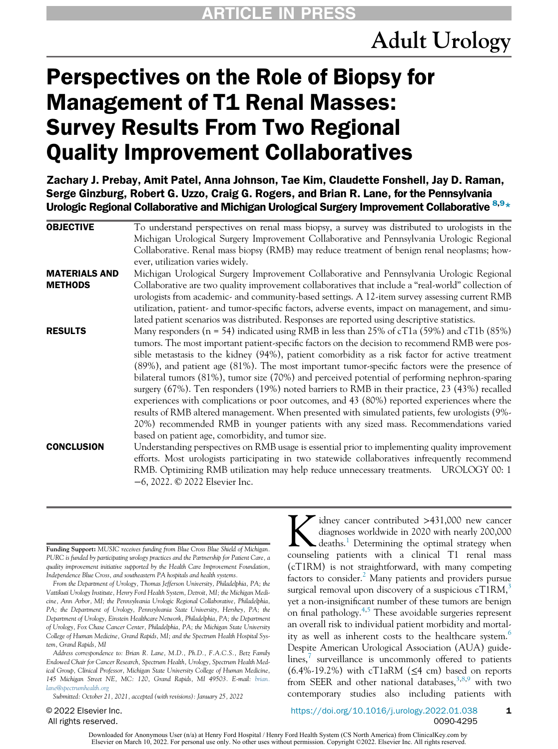# Perspectives on the Role of Biopsy for Management of T1 Renal Masses: Survey Results From Two Regional Quality Improvement Collaboratives

**Zachary J. Prebay, Amit Patel, Anna Johnson, Tae Kim, Claudette Fonshell, Jay D. Raman, Serge Ginzburg, Robert G. Uzzo, Craig G. Rogers, and Brian R. Lane, for the Pennsylvania Urologic Regional Collaborative and Michigan Urological Surgery Improvement Collaborative [8,9]*

**OBJECTIVE** To understand perspectives on renal mass biopsy, a survey was distributed to urologists in the Michigan Urological Surgery Improvement Collaborative and Pennsylvania Urologic Regional Collaborative. Renal mass biopsy (RMB) may reduce treatment of benign renal neoplasms; however, utilization varies widely.

**MATERIALS AND METHODS** Michigan Urological Surgery Improvement Collaborative and Pennsylvania Urologic Regional Collaborative are two quality improvement collaboratives that include a "real-world" collection of urologists from academic- and community-based settings. A 12-item survey assessing current RMB utilization, patient- and tumor-specific factors, adverse events, impact on management, and simulated patient scenarios was distributed. Responses are reported using descriptive statistics.

**RESULTS** Many responders (n = 54) indicated using RMB in less than 25% of cT1a (59%) and cT1b (85%) tumors. The most important patient-specific factors on the decision to recommend RMB were possible metastasis to the kidney (94%), patient comorbidity as a risk factor for active treatment (89%), and patient age (81%). The most important tumor-specific factors were the presence of bilateral tumors (81%), tumor size (70%) and perceived potential of performing nephron-sparing surgery (67%). Ten responders (19%) noted barriers to RMB in their practice, 23 (43%) recalled experiences with complications or poor outcomes, and 43 (80%) reported experiences where the results of RMB altered management. When presented with simulated patients, few urologists (9%-20%) recommended RMB in younger patients with any sized mass. Recommendations varied based on patient age, comorbidity, and tumor size.

**CONCLUSION** Understanding perspectives on RMB usage is essential prior to implementing quality improvement efforts. Most urologists participating in two statewide collaboratives infrequently recommend RMB. Optimizing RMB utilization may help reduce unnecessary treatments. UROLOGY 00: 1−6, 2022. © 2022 Elsevier Inc.

Kidney cancer contributed >431,000 new cancer diagnoses worldwide in 2020 with nearly 200,000 deaths.[1] Determining the optimal strategy when counseling patients with a clinical T1 renal mass (cT1RM) is not straightforward, with many competing factors to consider.[2] Many patients and providers pursue surgical removal upon discovery of a suspicious cT1RM,[3] yet a non-insignificant number of these tumors are benign on final pathology.[4,5] These avoidable surgeries represent an overall risk to individual patient morbidity and mortality as well as inherent costs to the healthcare system.[6] Despite American Urological Association (AUA) guidelines,[7] surveillance is uncommonly offered to patients (6.4%-19.2%) with cT1aRM (≤4 cm) based on reports from SEER and other national databases,[3,8,9] with two contemporary studies also including patients with

**Funding Support:** *MUSIC receives funding from Blue Cross Blue Shield of Michigan. PURC is funded by participating urology practices and the Partnership for Patient Care, a quality improvement initiative supported by the Health Care Improvement Foundation, Independence Blue Cross, and southeastern PA hospitals and health systems.*

*From the Department of Urology, Thomas Jefferson University, Philadelphia, PA; the Vattikuti Urology Institute, Henry Ford Health System, Detroit, MI; the Michigan Medicine, Ann Arbor, MI; the Pennsylvania Urologic Regional Collaborative, Philadelphia, PA; the Department of Urology, Pennsylvania State University, Hershey, PA; the Department of Urology, Einstein Healthcare Network, Philadelphia, PA; the Department of Urology, Fox Chase Cancer Center, Philadelphia, PA; the Michigan State University College of Human Medicine, Grand Rapids, MI; and the Spectrum Health Hospital System, Grand Rapids, MI*

*Address correspondence to: Brian R. Lane, M.D., Ph.D., F.A.C.S., Betz Family Endowed Chair for Cancer Research, Spectrum Health, Urology, Spectrum Health Medical Group, Clinical Professor, Michigan State University College of Human Medicine, 145 Michigan Street NE, MC: 120, Grand Rapids, MI 49503. E-mail: brian.lane@spectrumhealth.org*

*Submitted: October 21, 2021, accepted (with revisions): January 25, 2022*

© 2022 Elsevier Inc. All rights reserved.

https://doi.org/10.1016/j.urology.2022.01.038 0090-4295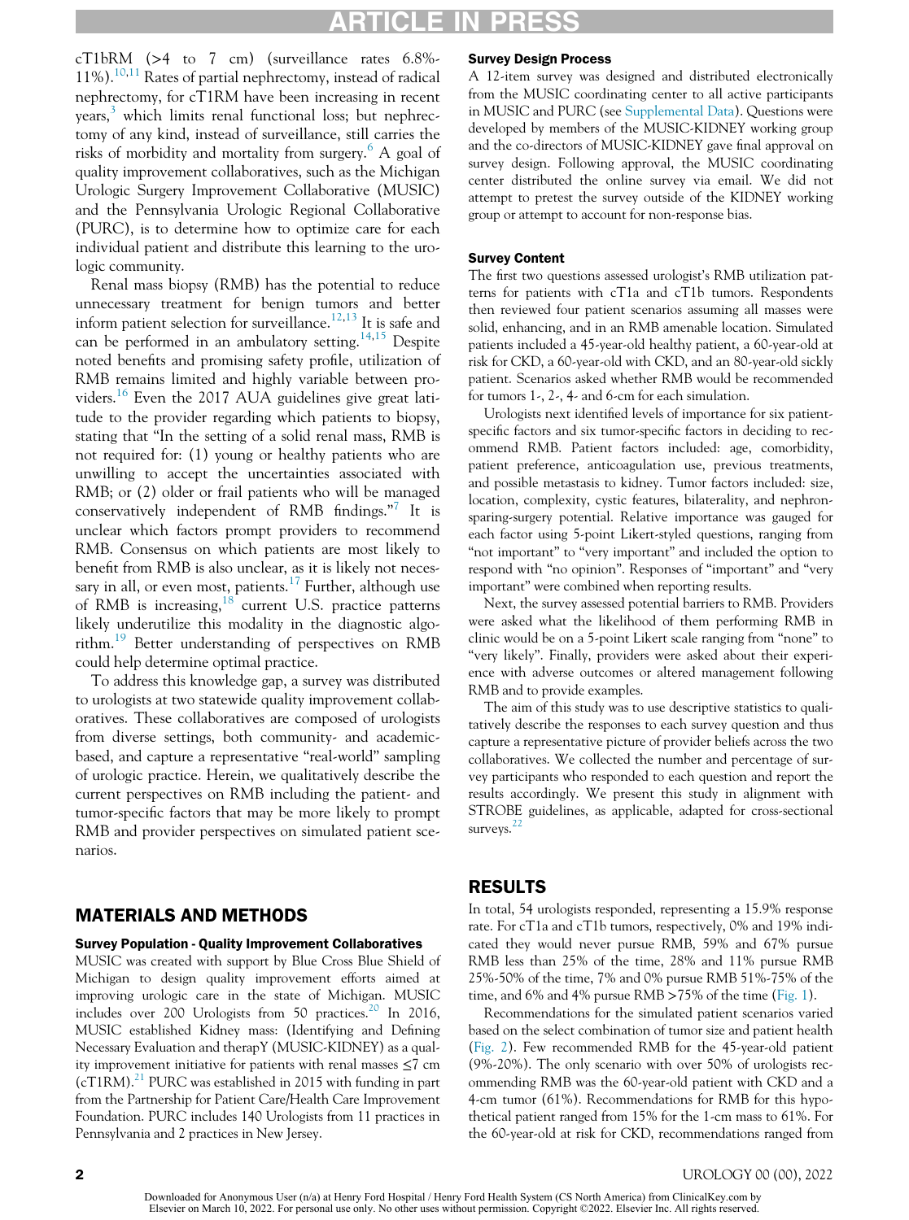cT1bRM (>4 to 7 cm) (surveillance rates 6.8%-11%).[10,11] Rates of partial nephrectomy, instead of radical nephrectomy, for cT1RM have been increasing in recent years,[3] which limits renal functional loss; but nephrectomy of any kind, instead of surveillance, still carries the risks of morbidity and mortality from surgery.[6] A goal of quality improvement collaboratives, such as the Michigan Urologic Surgery Improvement Collaborative (MUSIC) and the Pennsylvania Urologic Regional Collaborative (PURC), is to determine how to optimize care for each individual patient and distribute this learning to the urologic community.

Renal mass biopsy (RMB) has the potential to reduce unnecessary treatment for benign tumors and better inform patient selection for surveillance.[12,13] It is safe and can be performed in an ambulatory setting.[14,15] Despite noted benefits and promising safety profile, utilization of RMB remains limited and highly variable between providers.[16] Even the 2017 AUA guidelines give great latitude to the provider regarding which patients to biopsy, stating that "In the setting of a solid renal mass, RMB is not required for: (1) young or healthy patients who are unwilling to accept the uncertainties associated with RMB; or (2) older or frail patients who will be managed conservatively independent of RMB findings."[7] It is unclear which factors prompt providers to recommend RMB. Consensus on which patients are most likely to benefit from RMB is also unclear, as it is likely not necessary in all, or even most, patients.[17] Further, although use of RMB is increasing,[18] current U.S. practice patterns likely underutilize this modality in the diagnostic algorithm.[19] Better understanding of perspectives on RMB could help determine optimal practice.

To address this knowledge gap, a survey was distributed to urologists at two statewide quality improvement collaboratives. These collaboratives are composed of urologists from diverse settings, both community- and academic-based, and capture a representative "real-world" sampling of urologic practice. Herein, we qualitatively describe the current perspectives on RMB including the patient- and tumor-specific factors that may be more likely to prompt RMB and provider perspectives on simulated patient scenarios.

## MATERIALS AND METHODS

### Survey Population - Quality Improvement Collaboratives

MUSIC was created with support by Blue Cross Blue Shield of Michigan to design quality improvement efforts aimed at improving urologic care in the state of Michigan. MUSIC includes over 200 Urologists from 50 practices.[20] In 2016, MUSIC established Kidney mass: (Identifying and Defining Necessary Evaluation and therapY (MUSIC-KIDNEY) as a quality improvement initiative for patients with renal masses ≤7 cm (cT1RM).[21] PURC was established in 2015 with funding in part from the Partnership for Patient Care/Health Care Improvement Foundation. PURC includes 140 Urologists from 11 practices in Pennsylvania and 2 practices in New Jersey.

### Survey Design Process

A 12-item survey was designed and distributed electronically from the MUSIC coordinating center to all active participants in MUSIC and PURC (see Supplemental Data). Questions were developed by members of the MUSIC-KIDNEY working group and the co-directors of MUSIC-KIDNEY gave final approval on survey design. Following approval, the MUSIC coordinating center distributed the online survey via email. We did not attempt to pretest the survey outside of the KIDNEY working group or attempt to account for non-response bias.

### Survey Content

The first two questions assessed urologist's RMB utilization patterns for patients with cT1a and cT1b tumors. Respondents then reviewed four patient scenarios assuming all masses were solid, enhancing, and in an RMB amenable location. Simulated patients included a 45-year-old healthy patient, a 60-year-old at risk for CKD, a 60-year-old with CKD, and an 80-year-old sickly patient. Scenarios asked whether RMB would be recommended for tumors 1-, 2-, 4- and 6-cm for each simulation.

Urologists next identified levels of importance for six patient-specific factors and six tumor-specific factors in deciding to recommend RMB. Patient factors included: age, comorbidity, patient preference, anticoagulation use, previous treatments, and possible metastasis to kidney. Tumor factors included: size, location, complexity, cystic features, bilaterality, and nephron-sparing-surgery potential. Relative importance was gauged for each factor using 5-point Likert-styled questions, ranging from "not important" to "very important" and included the option to respond with "no opinion". Responses of "important" and "very important" were combined when reporting results.

Next, the survey assessed potential barriers to RMB. Providers were asked what the likelihood of them performing RMB in clinic would be on a 5-point Likert scale ranging from "none" to "very likely". Finally, providers were asked about their experience with adverse outcomes or altered management following RMB and to provide examples.

The aim of this study was to use descriptive statistics to qualitatively describe the responses to each survey question and thus capture a representative picture of provider beliefs across the two collaboratives. We collected the number and percentage of survey participants who responded to each question and report the results accordingly. We present this study in alignment with STROBE guidelines, as applicable, adapted for cross-sectional surveys.[22]

## RESULTS

In total, 54 urologists responded, representing a 15.9% response rate. For cT1a and cT1b tumors, respectively, 0% and 19% indicated they would never pursue RMB, 59% and 67% pursue RMB less than 25% of the time, 28% and 11% pursue RMB 25%-50% of the time, 7% and 0% pursue RMB 51%-75% of the time, and 6% and 4% pursue RMB >75% of the time (Fig. 1).

Recommendations for the simulated patient scenarios varied based on the select combination of tumor size and patient health (Fig. 2). Few recommended RMB for the 45-year-old patient (9%-20%). The only scenario with over 50% of urologists recommending RMB was the 60-year-old patient with CKD and a 4-cm tumor (61%). Recommendations for RMB for this hypothetical patient ranged from 15% for the 1-cm mass to 61%. For the 60-year-old at risk for CKD, recommendations ranged from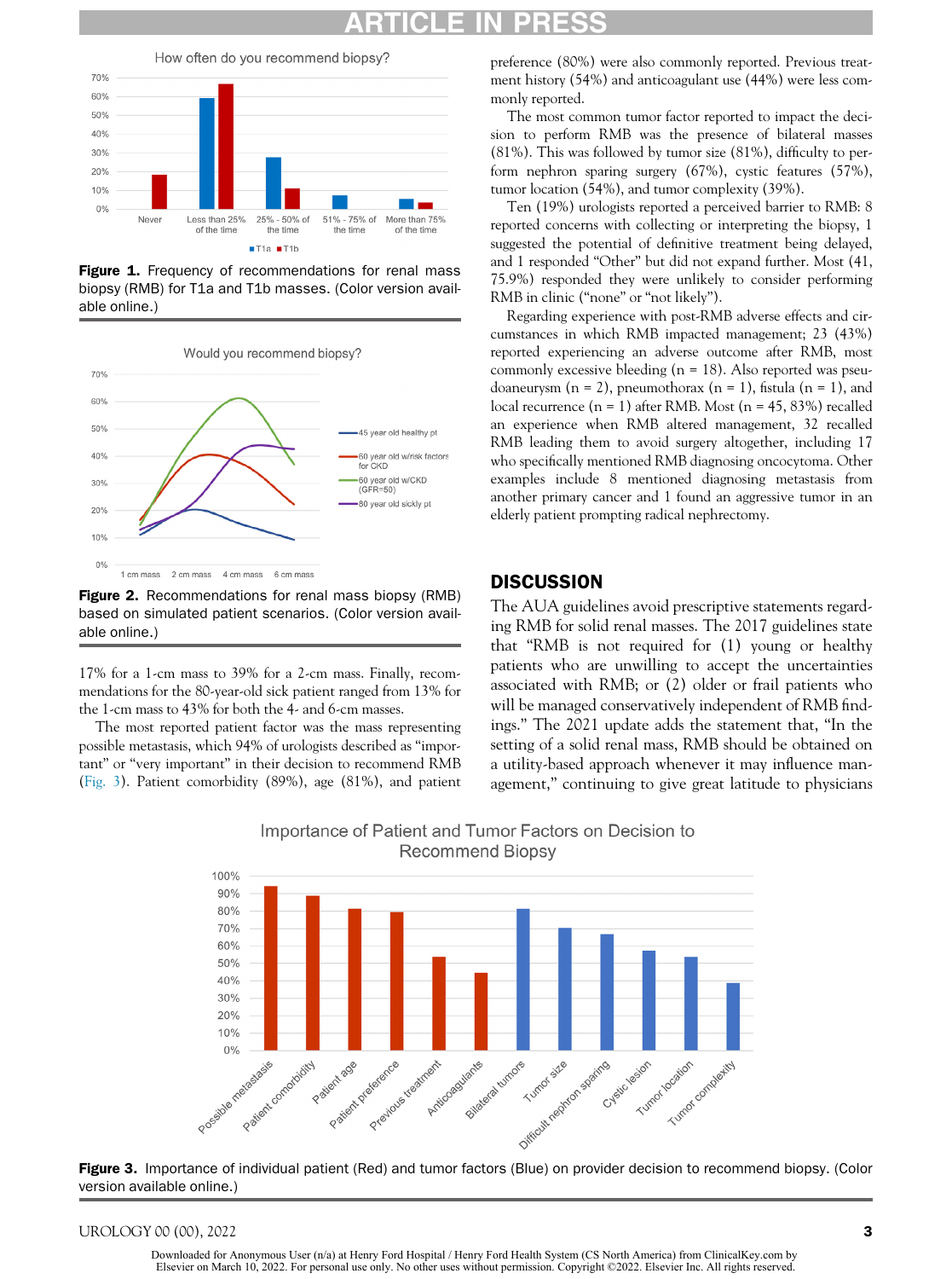**Figure 1.** Frequency of recommendations for renal mass biopsy (RMB) for T1a and T1b masses. (Color version available online.)

**Figure 2.** Recommendations for renal mass biopsy (RMB) based on simulated patient scenarios. (Color version available online.)

17% for a 1-cm mass to 39% for a 2-cm mass. Finally, recommendations for the 80-year-old sick patient ranged from 13% for the 1-cm mass to 43% for both the 4- and 6-cm masses.

The most reported patient factor was the mass representing possible metastasis, which 94% of urologists described as "important" or "very important" in their decision to recommend RMB (Fig. 3). Patient comorbidity (89%), age (81%), and patient preference (80%) were also commonly reported. Previous treatment history (54%) and anticoagulant use (44%) were less commonly reported.

The most common tumor factor reported to impact the decision to perform RMB was the presence of bilateral masses (81%). This was followed by tumor size (81%), difficulty to perform nephron sparing surgery (67%), cystic features (57%), tumor location (54%), and tumor complexity (39%).

Ten (19%) urologists reported a perceived barrier to RMB: 8 reported concerns with collecting or interpreting the biopsy, 1 suggested the potential of definitive treatment being delayed, and 1 responded "Other" but did not expand further. Most (41, 75.9%) responded they were unlikely to consider performing RMB in clinic ("none" or "not likely").

Regarding experience with post-RMB adverse effects and circumstances in which RMB impacted management; 23 (43%) reported experiencing an adverse outcome after RMB, most commonly excessive bleeding (n = 18). Also reported was pseudoaneurysm (n = 2), pneumothorax (n = 1), fistula (n = 1), and local recurrence (n = 1) after RMB. Most (n = 45, 83%) recalled an experience when RMB altered management, 32 recalled RMB leading them to avoid surgery altogether, including 17 who specifically mentioned RMB diagnosing oncocytoma. Other examples include 8 mentioned diagnosing metastasis from another primary cancer and 1 found an aggressive tumor in an elderly patient prompting radical nephrectomy.

## DISCUSSION

The AUA guidelines avoid prescriptive statements regarding RMB for solid renal masses. The 2017 guidelines state that "RMB is not required for (1) young or healthy patients who are unwilling to accept the uncertainties associated with RMB; or (2) older or frail patients who will be managed conservatively independent of RMB findings." The 2021 update adds the statement that, "In the setting of a solid renal mass, RMB should be obtained on a utility-based approach whenever it may influence management," continuing to give great latitude to physicians

**Figure 3.** Importance of individual patient (Red) and tumor factors (Blue) on provider decision to recommend biopsy. (Color version available online.)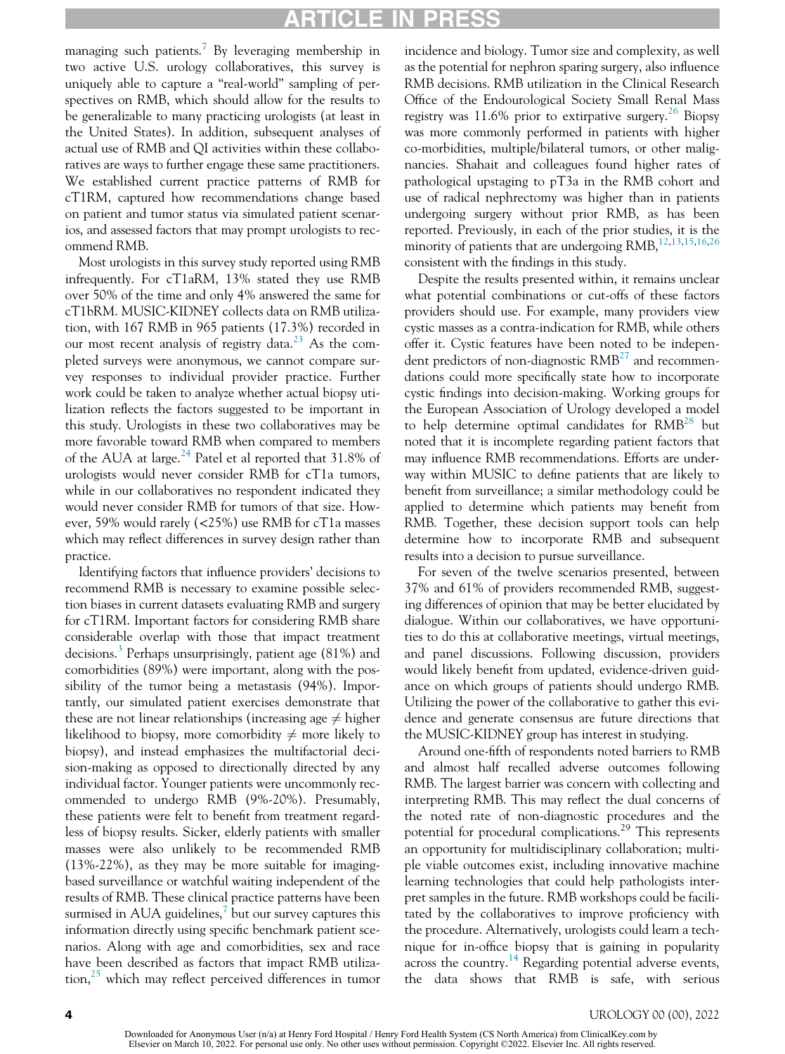managing such patients.[7] By leveraging membership in two active U.S. urology collaboratives, this survey is uniquely able to capture a "real-world" sampling of perspectives on RMB, which should allow for the results to be generalizable to many practicing urologists (at least in the United States). In addition, subsequent analyses of actual use of RMB and QI activities within these collaboratives are ways to further engage these same practitioners. We established current practice patterns of RMB for cT1RM, captured how recommendations change based on patient and tumor status via simulated patient scenarios, and assessed factors that may prompt urologists to recommend RMB.

Most urologists in this survey study reported using RMB infrequently. For cT1aRM, 13% stated they use RMB over 50% of the time and only 4% answered the same for cT1bRM. MUSIC-KIDNEY collects data on RMB utilization, with 167 RMB in 965 patients (17.3%) recorded in our most recent analysis of registry data.[23] As the completed surveys were anonymous, we cannot compare survey responses to individual provider practice. Further work could be taken to analyze whether actual biopsy utilization reflects the factors suggested to be important in this study. Urologists in these two collaboratives may be more favorable toward RMB when compared to members of the AUA at large.[24] Patel et al reported that 31.8% of urologists would never consider RMB for cT1a tumors, while in our collaboratives no respondent indicated they would never consider RMB for tumors of that size. However, 59% would rarely (<25%) use RMB for cT1a masses which may reflect differences in survey design rather than practice.

Identifying factors that influence providers' decisions to recommend RMB is necessary to examine possible selection biases in current datasets evaluating RMB and surgery for cT1RM. Important factors for considering RMB share considerable overlap with those that impact treatment decisions.[3] Perhaps unsurprisingly, patient age (81%) and comorbidities (89%) were important, along with the possibility of the tumor being a metastasis (94%). Importantly, our simulated patient exercises demonstrate that these are not linear relationships (increasing age ≠ higher likelihood to biopsy, more comorbidity ≠ more likely to biopsy), and instead emphasizes the multifactorial decision-making as opposed to directionally directed by any individual factor. Younger patients were uncommonly recommended to undergo RMB (9%-20%). Presumably, these patients were felt to benefit from treatment regardless of biopsy results. Sicker, elderly patients with smaller masses were also unlikely to be recommended RMB (13%-22%), as they may be more suitable for imaging-based surveillance or watchful waiting independent of the results of RMB. These clinical practice patterns have been surmised in AUA guidelines,[7] but our survey captures this information directly using specific benchmark patient scenarios. Along with age and comorbidities, sex and race have been described as factors that impact RMB utilization,[25] which may reflect perceived differences in tumor incidence and biology. Tumor size and complexity, as well as the potential for nephron sparing surgery, also influence RMB decisions. RMB utilization in the Clinical Research Office of the Endourological Society Small Renal Mass registry was 11.6% prior to extirpative surgery.[26] Biopsy was more commonly performed in patients with higher co-morbidities, multiple/bilateral tumors, or other malignancies. Shahait and colleagues found higher rates of pathological upstaging to pT3a in the RMB cohort and use of radical nephrectomy was higher than in patients undergoing surgery without prior RMB, as has been reported. Previously, in each of the prior studies, it is the minority of patients that are undergoing RMB,[12,13,15,16,26] consistent with the findings in this study.

Despite the results presented within, it remains unclear what potential combinations or cut-offs of these factors providers should use. For example, many providers view cystic masses as a contra-indication for RMB, while others offer it. Cystic features have been noted to be independent predictors of non-diagnostic RMB[27] and recommendations could more specifically state how to incorporate cystic findings into decision-making. Working groups for the European Association of Urology developed a model to help determine optimal candidates for RMB[28] but noted that it is incomplete regarding patient factors that may influence RMB recommendations. Efforts are underway within MUSIC to define patients that are likely to benefit from surveillance; a similar methodology could be applied to determine which patients may benefit from RMB. Together, these decision support tools can help determine how to incorporate RMB and subsequent results into a decision to pursue surveillance.

For seven of the twelve scenarios presented, between 37% and 61% of providers recommended RMB, suggesting differences of opinion that may be better elucidated by dialogue. Within our collaboratives, we have opportunities to do this at collaborative meetings, virtual meetings, and panel discussions. Following discussion, providers would likely benefit from updated, evidence-driven guidance on which groups of patients should undergo RMB. Utilizing the power of the collaborative to gather this evidence and generate consensus are future directions that the MUSIC-KIDNEY group has interest in studying.

Around one-fifth of respondents noted barriers to RMB and almost half recalled adverse outcomes following RMB. The largest barrier was concern with collecting and interpreting RMB. This may reflect the dual concerns of the noted rate of non-diagnostic procedures and the potential for procedural complications.[29] This represents an opportunity for multidisciplinary collaboration; multiple viable outcomes exist, including innovative machine learning technologies that could help pathologists interpret samples in the future. RMB workshops could be facilitated by the collaboratives to improve proficiency with the procedure. Alternatively, urologists could learn a technique for in-office biopsy that is gaining in popularity across the country.[14] Regarding potential adverse events, the data shows that RMB is safe, with serious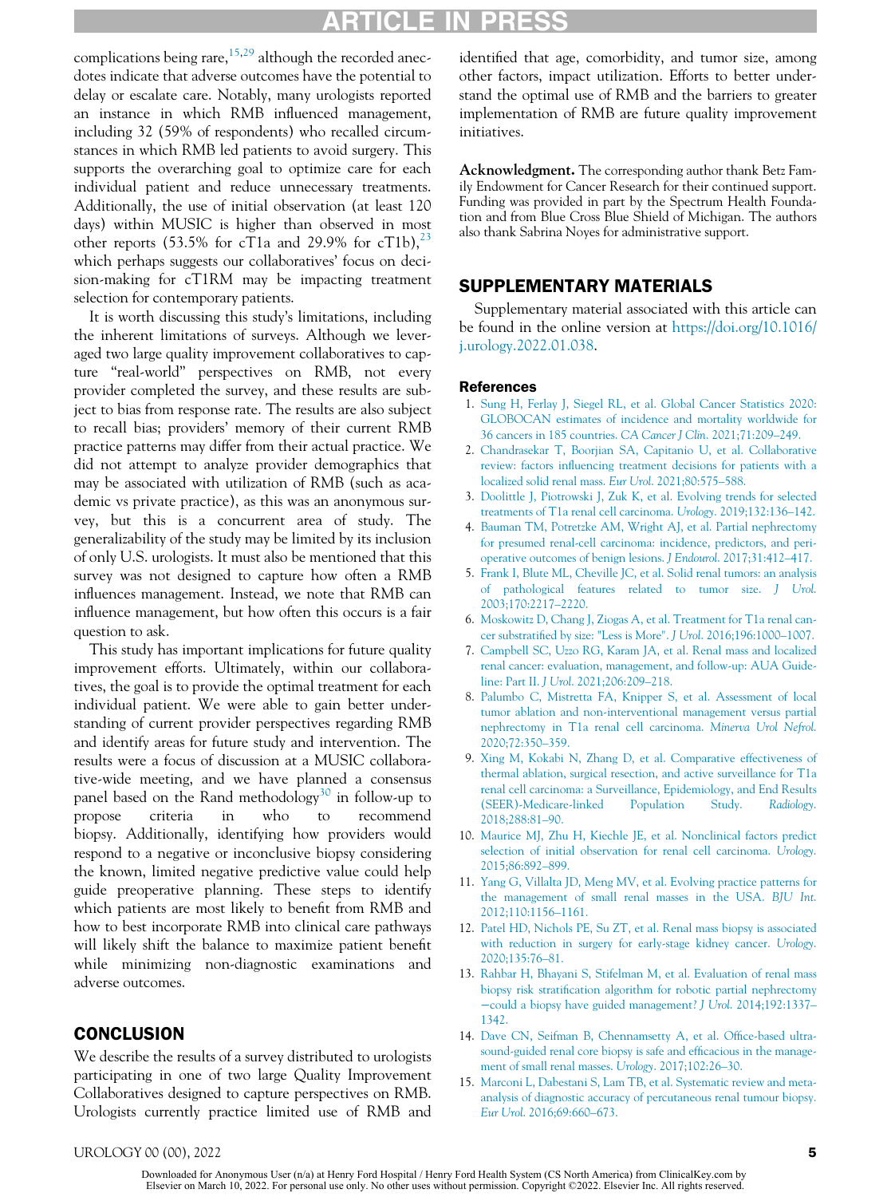complications being rare,[15,29] although the recorded anecdotes indicate that adverse outcomes have the potential to delay or escalate care. Notably, many urologists reported an instance in which RMB influenced management, including 32 (59% of respondents) who recalled circumstances in which RMB led patients to avoid surgery. This supports the overarching goal to optimize care for each individual patient and reduce unnecessary treatments. Additionally, the use of initial observation (at least 120 days) within MUSIC is higher than observed in most other reports (53.5% for cT1a and 29.9% for cT1b),[23] which perhaps suggests our collaboratives' focus on decision-making for cT1RM may be impacting treatment selection for contemporary patients.

It is worth discussing this study's limitations, including the inherent limitations of surveys. Although we leveraged two large quality improvement collaboratives to capture "real-world" perspectives on RMB, not every provider completed the survey, and these results are subject to bias from response rate. The results are also subject to recall bias; providers' memory of their current RMB practice patterns may differ from their actual practice. We did not attempt to analyze provider demographics that may be associated with utilization of RMB (such as academic vs private practice), as this was an anonymous survey, but this is a concurrent area of study. The generalizability of the study may be limited by its inclusion of only U.S. urologists. It must also be mentioned that this survey was not designed to capture how often a RMB influences management. Instead, we note that RMB can influence management, but how often this occurs is a fair question to ask.

This study has important implications for future quality improvement efforts. Ultimately, within our collaboratives, the goal is to provide the optimal treatment for each individual patient. We were able to gain better understanding of current provider perspectives regarding RMB and identify areas for future study and intervention. The results were a focus of discussion at a MUSIC collaborative-wide meeting, and we have planned a consensus panel based on the Rand methodology[30] in follow-up to propose criteria in who to recommend biopsy. Additionally, identifying how providers would respond to a negative or inconclusive biopsy considering the known, limited negative predictive value could help guide preoperative planning. These steps to identify which patients are most likely to benefit from RMB and how to best incorporate RMB into clinical care pathways will likely shift the balance to maximize patient benefit while minimizing non-diagnostic examinations and adverse outcomes.

## CONCLUSION

We describe the results of a survey distributed to urologists participating in one of two large Quality Improvement Collaboratives designed to capture perspectives on RMB. Urologists currently practice limited use of RMB and identified that age, comorbidity, and tumor size, among other factors, impact utilization. Efforts to better understand the optimal use of RMB and the barriers to greater implementation of RMB are future quality improvement initiatives.

**Acknowledgment.** The corresponding author thank Betz Family Endowment for Cancer Research for their continued support. Funding was provided in part by the Spectrum Health Foundation and from Blue Cross Blue Shield of Michigan. The authors also thank Sabrina Noyes for administrative support.

## SUPPLEMENTARY MATERIALS

Supplementary material associated with this article can be found in the online version at https://doi.org/10.1016/j.urology.2022.01.038.

## References

1. Sung H, Ferlay J, Siegel RL, et al. Global Cancer Statistics 2020: GLOBOCAN estimates of incidence and mortality worldwide for 36 cancers in 185 countries. *CA Cancer J Clin*. 2021;71:209–249.
2. Chandrasekar T, Boorjian SA, Capitanio U, et al. Collaborative review: factors influencing treatment decisions for patients with a localized solid renal mass. *Eur Urol*. 2021;80:575–588.
3. Doolittle J, Piotrowski J, Zuk K, et al. Evolving trends for selected treatments of T1a renal cell carcinoma. *Urology*. 2019;132:136–142.
4. Bauman TM, Potretzke AM, Wright AJ, et al. Partial nephrectomy for presumed renal-cell carcinoma: incidence, predictors, and perioperative outcomes of benign lesions. *J Endourol*. 2017;31:412–417.
5. Frank I, Blute ML, Cheville JC, et al. Solid renal tumors: an analysis of pathological features related to tumor size. *J Urol*. 2003;170:2217–2220.
6. Moskowitz D, Chang J, Ziogas A, et al. Treatment for T1a renal cancer substratified by size: "Less is More". *J Urol*. 2016;196:1000–1007.
7. Campbell SC, Uzzo RG, Karam JA, et al. Renal mass and localized renal cancer: evaluation, management, and follow-up: AUA Guideline: Part II. *J Urol*. 2021;206:209–218.
8. Palumbo C, Mistretta FA, Knipper S, et al. Assessment of local tumor ablation and non-interventional management versus partial nephrectomy in T1a renal cell carcinoma. *Minerva Urol Nefrol*. 2020;72:350–359.
9. Xing M, Kokabi N, Zhang D, et al. Comparative effectiveness of thermal ablation, surgical resection, and active surveillance for T1a renal cell carcinoma: a Surveillance, Epidemiology, and End Results (SEER)-Medicare-linked Population Study. *Radiology*. 2018;288:81–90.
10. Maurice MJ, Zhu H, Kiechle JE, et al. Nonclinical factors predict selection of initial observation for renal cell carcinoma. *Urology*. 2015;86:892–899.
11. Yang G, Villalta JD, Meng MV, et al. Evolving practice patterns for the management of small renal masses in the USA. *BJU Int*. 2012;110:1156–1161.
12. Patel HD, Nichols PE, Su ZT, et al. Renal mass biopsy is associated with reduction in surgery for early-stage kidney cancer. *Urology*. 2020;135:76–81.
13. Rahbar H, Bhayani S, Stifelman M, et al. Evaluation of renal mass biopsy risk stratification algorithm for robotic partial nephrectomy—could a biopsy have guided management? *J Urol*. 2014;192:1337–1342.
14. Dave CN, Seifman B, Chennamsetty A, et al. Office-based ultrasound-guided renal core biopsy is safe and efficacious in the management of small renal masses. *Urology*. 2017;102:26–30.
15. Marconi L, Dabestani S, Lam TB, et al. Systematic review and meta-analysis of diagnostic accuracy of percutaneous renal tumour biopsy. *Eur Urol*. 2016;69:660–673.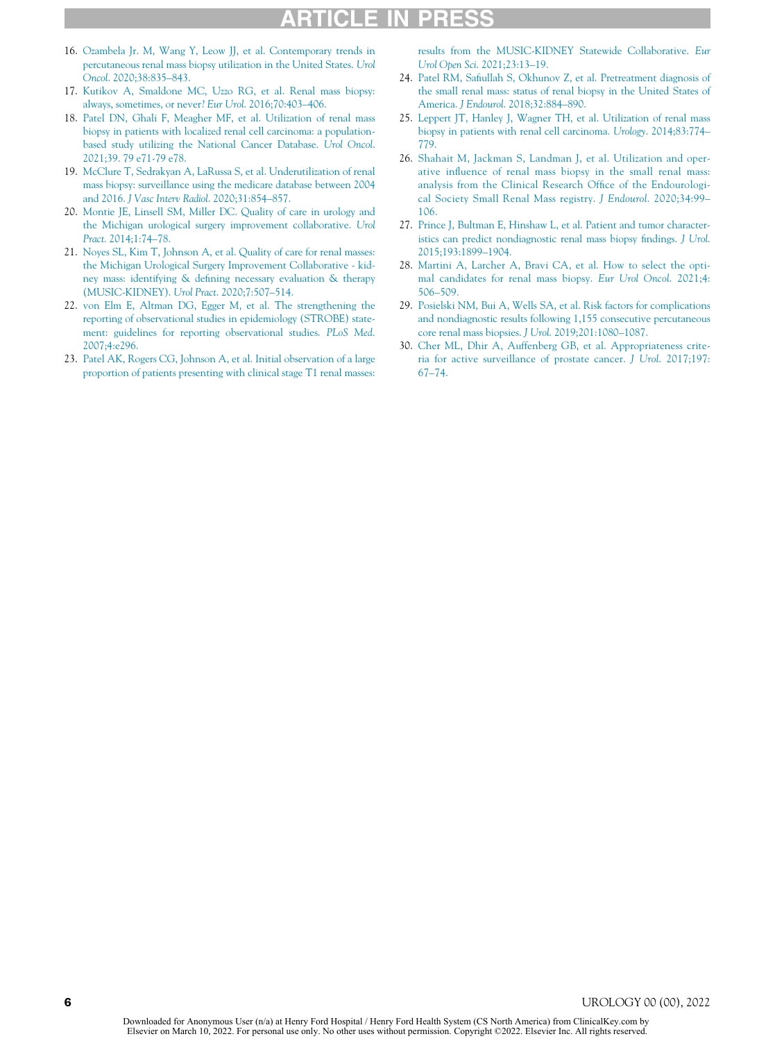16. Ozambela Jr. M, Wang Y, Leow JJ, et al. Contemporary trends in percutaneous renal mass biopsy utilization in the United States. *Urol Oncol*. 2020;38:835–843.
17. Kutikov A, Smaldone MC, Uzzo RG, et al. Renal mass biopsy: always, sometimes, or never? *Eur Urol*. 2016;70:403–406.
18. Patel DN, Ghali F, Meagher MF, et al. Utilization of renal mass biopsy in patients with localized renal cell carcinoma: a population-based study utilizing the National Cancer Database. *Urol Oncol*. 2021;39. 79 e71-79 e78.
19. McClure T, Sedrakyan A, LaRussa S, et al. Underutilization of renal mass biopsy: surveillance using the medicare database between 2004 and 2016. *J Vasc Interv Radiol*. 2020;31:854–857.
20. Montie JE, Linsell SM, Miller DC. Quality of care in urology and the Michigan urological surgery improvement collaborative. *Urol Pract*. 2014;1:74–78.
21. Noyes SL, Kim T, Johnson A, et al. Quality of care for renal masses: the Michigan Urological Surgery Improvement Collaborative - kidney mass: identifying & defining necessary evaluation & therapy (MUSIC-KIDNEY). *Urol Pract*. 2020;7:507–514.
22. von Elm E, Altman DG, Egger M, et al. The strengthening the reporting of observational studies in epidemiology (STROBE) statement: guidelines for reporting observational studies. *PLoS Med*. 2007;4:e296.
23. Patel AK, Rogers CG, Johnson A, et al. Initial observation of a large proportion of patients presenting with clinical stage T1 renal masses: results from the MUSIC-KIDNEY Statewide Collaborative. *Eur Urol Open Sci*. 2021;23:13–19.
24. Patel RM, Safiullah S, Okhunov Z, et al. Pretreatment diagnosis of the small renal mass: status of renal biopsy in the United States of America. *J Endourol*. 2018;32:884–890.
25. Leppert JT, Hanley J, Wagner TH, et al. Utilization of renal mass biopsy in patients with renal cell carcinoma. *Urology*. 2014;83:774–779.
26. Shahait M, Jackman S, Landman J, et al. Utilization and operative influence of renal mass biopsy in the small renal mass: analysis from the Clinical Research Office of the Endourological Society Small Renal Mass registry. *J Endourol*. 2020;34:99–106.
27. Prince J, Bultman E, Hinshaw L, et al. Patient and tumor characteristics can predict nondiagnostic renal mass biopsy findings. *J Urol*. 2015;193:1899–1904.
28. Martini A, Larcher A, Bravi CA, et al. How to select the optimal candidates for renal mass biopsy. *Eur Urol Oncol*. 2021;4: 506–509.
29. Posielski NM, Bui A, Wells SA, et al. Risk factors for complications and nondiagnostic results following 1,155 consecutive percutaneous core renal mass biopsies. *J Urol*. 2019;201:1080–1087.
30. Cher ML, Dhir A, Auffenberg GB, et al. Appropriateness criteria for active surveillance of prostate cancer. *J Urol*. 2017;197: 67–74.